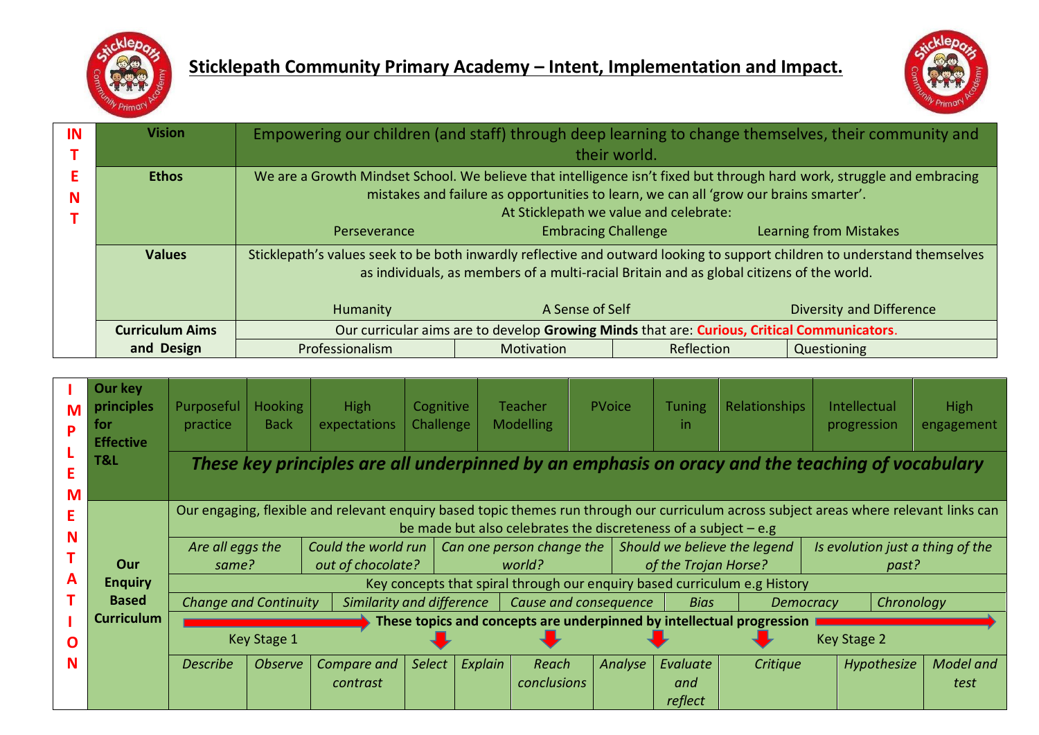# Sticklepath Community Primary Academy – Intent, Implementation and Impact.

## INTENT

| | |
|---|---|
| **Vision** | Empowering our children (and staff) through deep learning to change themselves, their community and their world. |
| **Ethos** | We are a Growth Mindset School. We believe that intelligence isn't fixed but through hard work, struggle and embracing mistakes and failure as opportunities to learn, we can all 'grow our brains smarter'. At Sticklepath we value and celebrate: Perseverance · Embracing Challenge · Learning from Mistakes |
| **Values** | Sticklepath's values seek to be both inwardly reflective and outward looking to support children to understand themselves as individuals, as members of a multi-racial Britain and as global citizens of the world. Humanity · A Sense of Self · Diversity and Difference |
| **Curriculum Aims and Design** | Our curricular aims are to develop **Growing Minds** that are: **Curious, Critical Communicators.** Professionalism · Motivation · Reflection · Questioning |

## IMPLEMENTATION

**Our key principles for Effective T&L**

| Purposeful practice | Hooking Back | High expectations | Cognitive Challenge | Teacher Modelling | PVoice | Tuning in | Relationships | Intellectual progression | High engagement |
|---|---|---|---|---|---|---|---|---|---|

***These key principles are all underpinned by an emphasis on oracy and the teaching of vocabulary***

**Our Enquiry Based Curriculum**

Our engaging, flexible and relevant enquiry based topic themes run through our curriculum across subject areas where relevant links can be made but also celebrates the discreteness of a subject – e.g

| *Are all eggs the same?* | *Could the world run out of chocolate?* | *Can one person change the world?* | *Should we believe the legend of the Trojan Horse?* | *Is evolution just a thing of the past?* |
|---|---|---|---|---|

Key concepts that spiral through our enquiry based curriculum e.g History

| *Change and Continuity* | *Similarity and difference* | *Cause and consequence* | *Bias* | *Democracy* | *Chronology* |
|---|---|---|---|---|---|

**These topics and concepts are underpinned by intellectual progression**

Key Stage 1 → Key Stage 2

| *Describe* | *Observe* | *Compare and contrast* | *Select* | *Explain* | *Reach conclusions* | *Analyse* | *Evaluate and reflect* | *Critique* | *Hypothesize* | *Model and test* |
|---|---|---|---|---|---|---|---|---|---|---|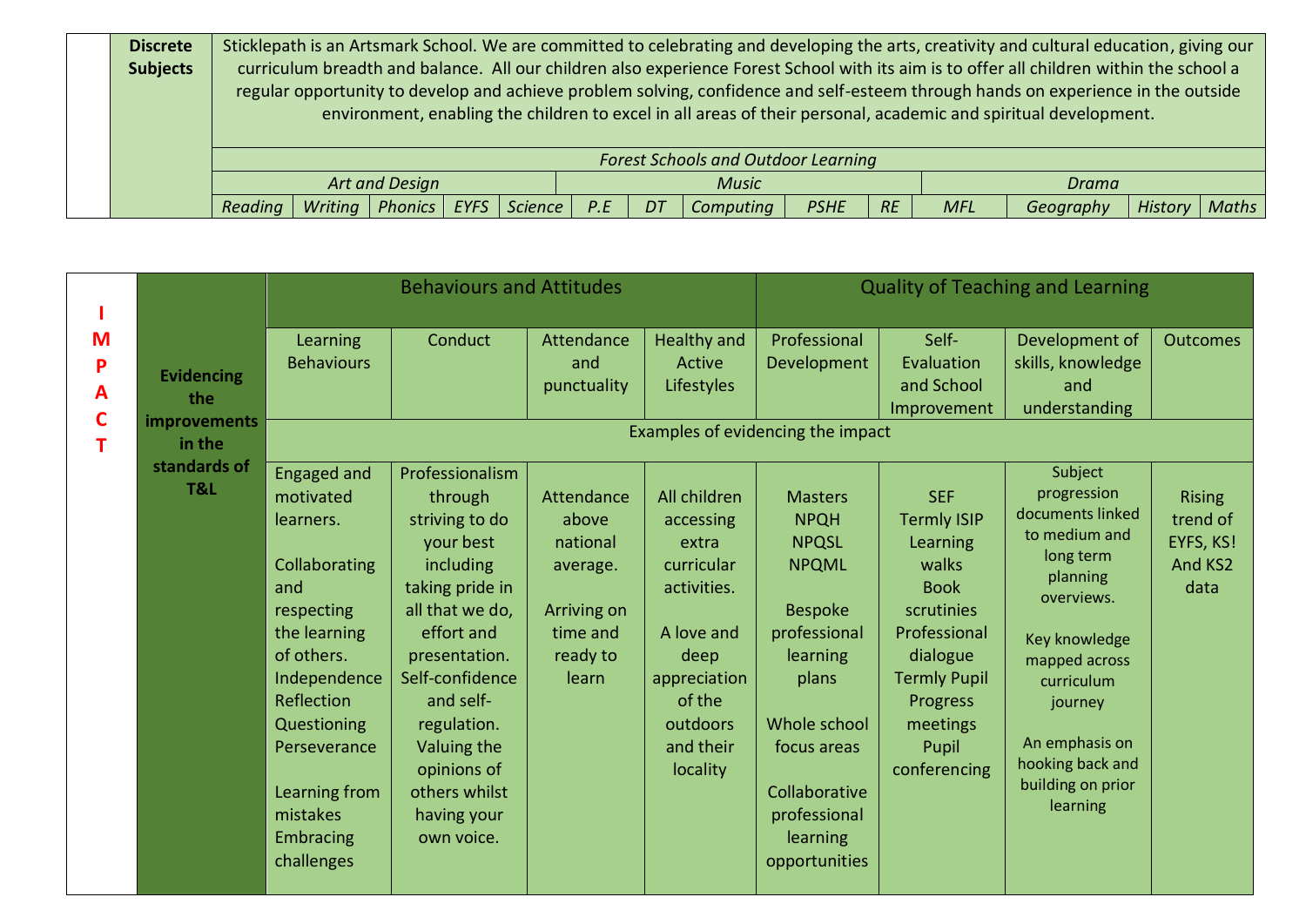| | | |
|---|---|---|
| | **Discrete Subjects** | Sticklepath is an Artsmark School. We are committed to celebrating and developing the arts, creativity and cultural education, giving our curriculum breadth and balance. All our children also experience Forest School with its aim is to offer all children within the school a regular opportunity to develop and achieve problem solving, confidence and self-esteem through hands on experience in the outside environment, enabling the children to excel in all areas of their personal, academic and spiritual development. |
| | | *Forest Schools and Outdoor Learning* |
| | | *Art and Design* / *Music* / *Drama* |
| | | *Reading* / *Writing* / *Phonics* / *EYFS* / *Science* / *P.E* / *DT* / *Computing* / *PSHE* / *RE* / *MFL* / *Geography* / *History* / *Maths* |

| | | | | | | | | | |
|---|---|---|---|---|---|---|---|---|---|
| **IMPACT** | **Evidencing the improvements in the standards of T&L** | Behaviours and Attitudes | | | | Quality of Teaching and Learning | | | |
| | | Learning Behaviours | Conduct | Attendance and punctuality | Healthy and Active Lifestyles | Professional Development | Self-Evaluation and School Improvement | Development of skills, knowledge and understanding | Outcomes |
| | | Examples of evidencing the impact | | | | | | | |
| | | Engaged and motivated learners.<br><br>Collaborating and respecting the learning of others.<br>Independence<br>Reflection<br>Questioning<br>Perseverance<br><br>Learning from mistakes<br>Embracing challenges | Professionalism through striving to do your best including taking pride in all that we do, effort and presentation.<br>Self-confidence and self-regulation.<br>Valuing the opinions of others whilst having your own voice. | Attendance above national average.<br><br>Arriving on time and ready to learn | All children accessing extra curricular activities.<br><br>A love and deep appreciation of the outdoors and their locality | Masters<br>NPQH<br>NPQSL<br>NPQML<br><br>Bespoke professional learning plans<br><br>Whole school focus areas<br><br>Collaborative professional learning opportunities | SEF<br>Termly ISIP<br>Learning walks<br>Book scrutinies<br>Professional dialogue<br>Termly Pupil Progress meetings<br>Pupil conferencing | Subject progression documents linked to medium and long term planning overviews.<br><br>Key knowledge mapped across curriculum journey<br><br>An emphasis on hooking back and building on prior learning | Rising trend of EYFS, KS! And KS2 data |